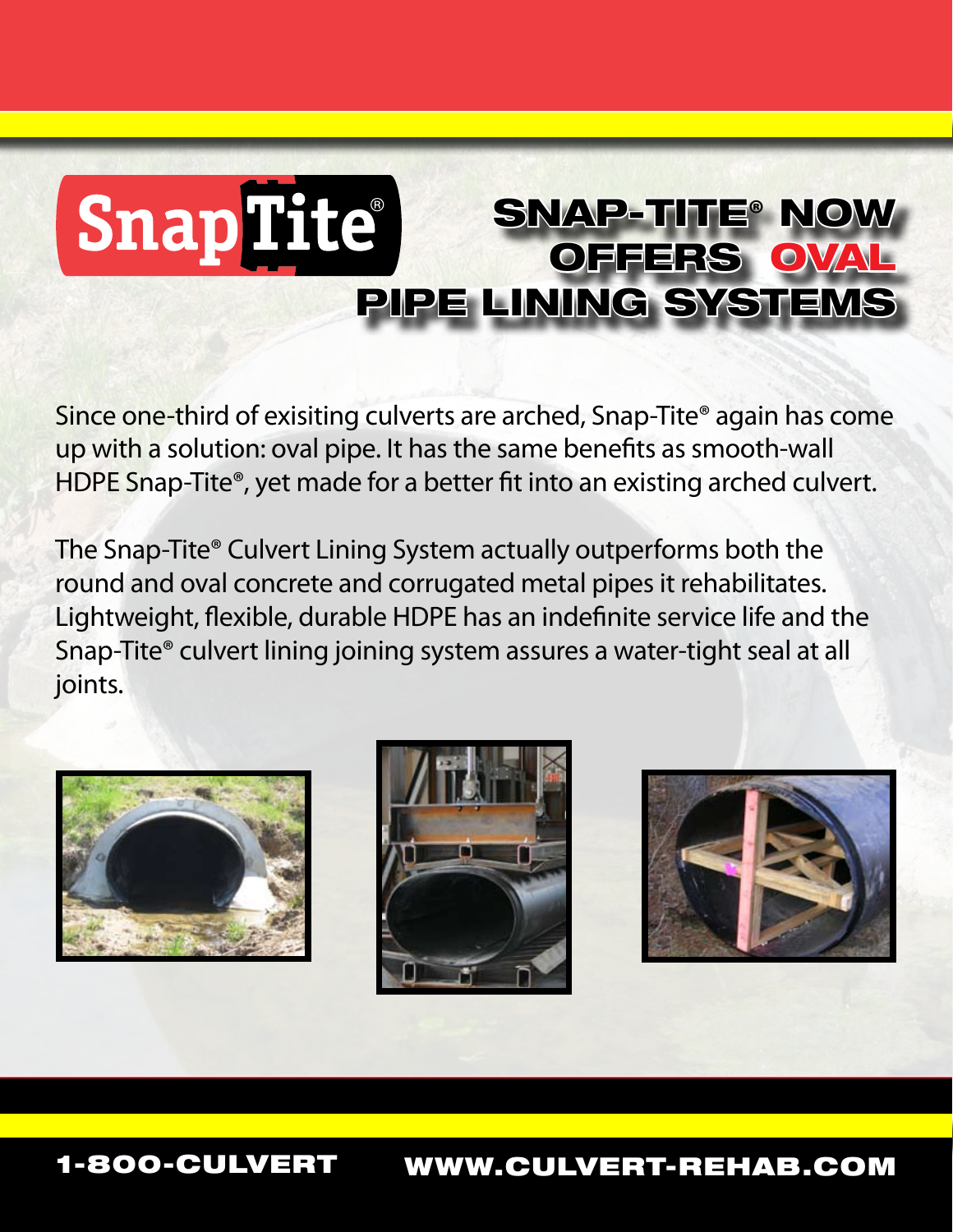SnapTite®

# SNAP-TITE® NOW OFFERS OVAL PIPE LINING SYSTEMS

Since one-third of exisiting culverts are arched, Snap-Tite® again has come up with a solution: oval pipe. It has the same benefits as smooth-wall HDPE Snap-Tite®, yet made for a better fit into an existing arched culvert.

The Snap-Tite® Culvert Lining System actually outperforms both the round and oval concrete and corrugated metal pipes it rehabilitates. Lightweight, flexible, durable HDPE has an indefinite service life and the Snap-Tite® culvert lining joining system assures a water-tight seal at all joints.

**1-800-CULVERT** **WWW.CULVERT-REHAB.COM**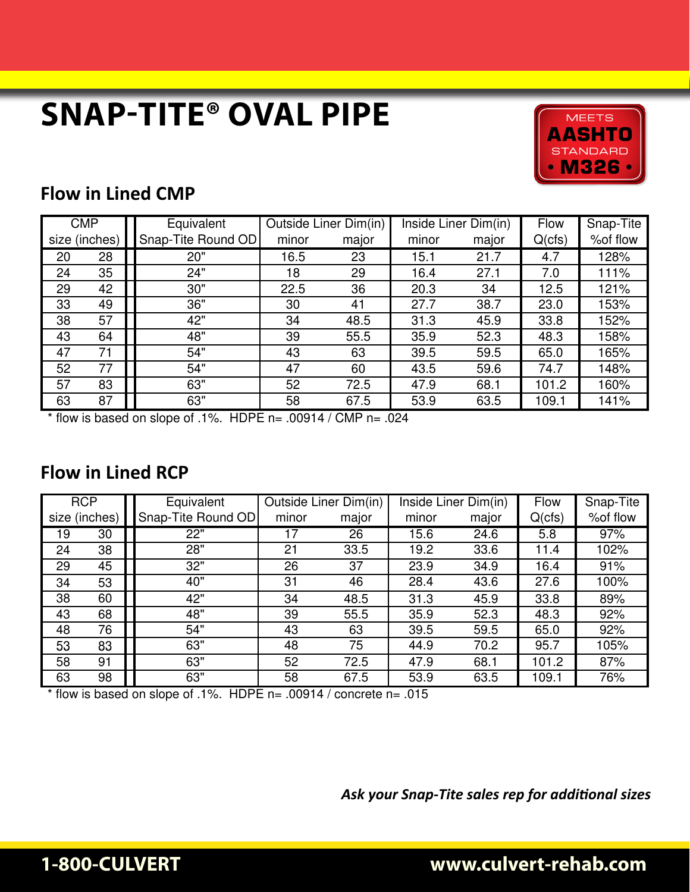# SNAP-TITE® OVAL PIPE

MEETS AASHTO STANDARD • M326 •

## Flow in Lined CMP

| CMP size (inches) | | Equivalent Snap-Tite Round OD | Outside Liner Dim(in) | | Inside Liner Dim(in) | | Flow Q(cfs) | Snap-Tite %of flow |
|---|---|---|---|---|---|---|---|---|
| | | | minor | major | minor | major | | |
| 20 | 28 | 20" | 16.5 | 23 | 15.1 | 21.7 | 4.7 | 128% |
| 24 | 35 | 24" | 18 | 29 | 16.4 | 27.1 | 7.0 | 111% |
| 29 | 42 | 30" | 22.5 | 36 | 20.3 | 34 | 12.5 | 121% |
| 33 | 49 | 36" | 30 | 41 | 27.7 | 38.7 | 23.0 | 153% |
| 38 | 57 | 42" | 34 | 48.5 | 31.3 | 45.9 | 33.8 | 152% |
| 43 | 64 | 48" | 39 | 55.5 | 35.9 | 52.3 | 48.3 | 158% |
| 47 | 71 | 54" | 43 | 63 | 39.5 | 59.5 | 65.0 | 165% |
| 52 | 77 | 54" | 47 | 60 | 43.5 | 59.6 | 74.7 | 148% |
| 57 | 83 | 63" | 52 | 72.5 | 47.9 | 68.1 | 101.2 | 160% |
| 63 | 87 | 63" | 58 | 67.5 | 53.9 | 63.5 | 109.1 | 141% |

* flow is based on slope of .1%. HDPE n= .00914 / CMP n= .024

## Flow in Lined RCP

| RCP size (inches) | | Equivalent Snap-Tite Round OD | Outside Liner Dim(in) | | Inside Liner Dim(in) | | Flow Q(cfs) | Snap-Tite %of flow |
|---|---|---|---|---|---|---|---|---|
| | | | minor | major | minor | major | | |
| 19 | 30 | 22" | 17 | 26 | 15.6 | 24.6 | 5.8 | 97% |
| 24 | 38 | 28" | 21 | 33.5 | 19.2 | 33.6 | 11.4 | 102% |
| 29 | 45 | 32" | 26 | 37 | 23.9 | 34.9 | 16.4 | 91% |
| 34 | 53 | 40" | 31 | 46 | 28.4 | 43.6 | 27.6 | 100% |
| 38 | 60 | 42" | 34 | 48.5 | 31.3 | 45.9 | 33.8 | 89% |
| 43 | 68 | 48" | 39 | 55.5 | 35.9 | 52.3 | 48.3 | 92% |
| 48 | 76 | 54" | 43 | 63 | 39.5 | 59.5 | 65.0 | 92% |
| 53 | 83 | 63" | 48 | 75 | 44.9 | 70.2 | 95.7 | 105% |
| 58 | 91 | 63" | 52 | 72.5 | 47.9 | 68.1 | 101.2 | 87% |
| 63 | 98 | 63" | 58 | 67.5 | 53.9 | 63.5 | 109.1 | 76% |

* flow is based on slope of .1%. HDPE n= .00914 / concrete n= .015

*Ask your Snap-Tite sales rep for additional sizes*

**1-800-CULVERT** **www.culvert-rehab.com**